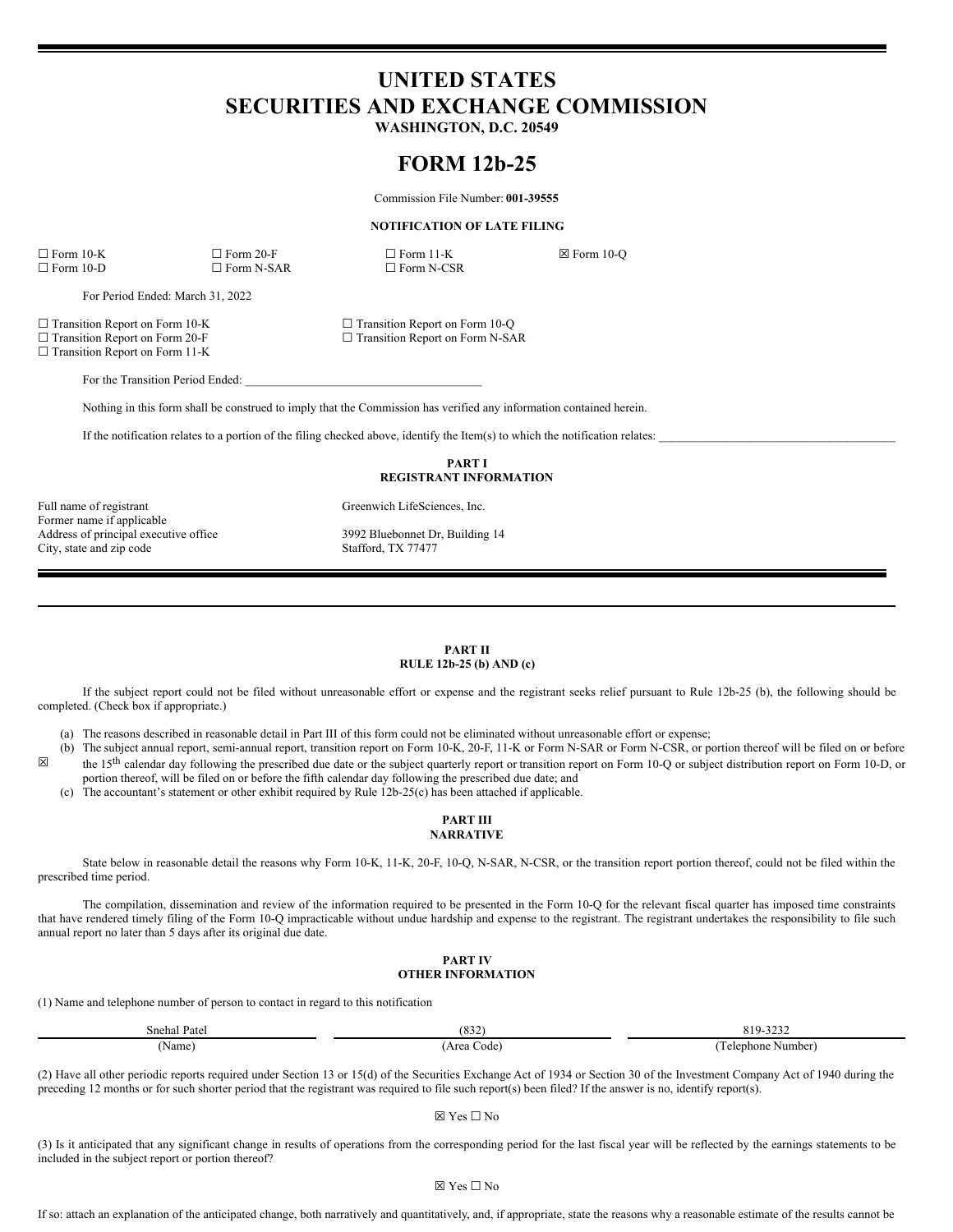# UNITED STATES
# SECURITIES AND EXCHANGE COMMISSION
**WASHINGTON, D.C. 20549**

# FORM 12b-25

Commission File Number: **001-39555**

**NOTIFICATION OF LATE FILING**

| | | | |
|---|---|---|---|
| ☐ Form 10-K | ☐ Form 20-F | ☐ Form 11-K | ☒ Form 10-Q |
| ☐ Form 10-D | ☐ Form N-SAR | ☐ Form N-CSR | |

For Period Ended: March 31, 2022

| | |
|---|---|
| ☐ Transition Report on Form 10-K | ☐ Transition Report on Form 10-Q |
| ☐ Transition Report on Form 20-F | ☐ Transition Report on Form N-SAR |
| ☐ Transition Report on Form 11-K | |

For the Transition Period Ended: \_\_\_\_\_\_\_\_\_\_\_\_\_\_\_\_\_\_\_\_\_\_\_\_\_\_\_\_\_\_\_\_\_\_\_\_\_\_\_

Nothing in this form shall be construed to imply that the Commission has verified any information contained herein.

If the notification relates to a portion of the filing checked above, identify the Item(s) to which the notification relates: \_\_\_\_\_\_\_\_\_\_\_\_\_\_\_\_\_\_\_\_\_\_\_\_\_\_\_\_\_\_\_\_\_\_\_\_\_\_\_

## PART I
## REGISTRANT INFORMATION

| | |
|---|---|
| Full name of registrant | Greenwich LifeSciences, Inc. |
| Former name if applicable | |
| Address of principal executive office | 3992 Bluebonnet Dr, Building 14 |
| City, state and zip code | Stafford, TX 77477 |

## PART II
## RULE 12b-25 (b) AND (c)

If the subject report could not be filed without unreasonable effort or expense and the registrant seeks relief pursuant to Rule 12b-25 (b), the following should be completed. (Check box if appropriate.)

☒

(a) The reasons described in reasonable detail in Part III of this form could not be eliminated without unreasonable effort or expense;

(b) The subject annual report, semi-annual report, transition report on Form 10-K, 20-F, 11-K or Form N-SAR or Form N-CSR, or portion thereof will be filed on or before the 15th calendar day following the prescribed due date or the subject quarterly report or transition report on Form 10-Q or subject distribution report on Form 10-D, or portion thereof, will be filed on or before the fifth calendar day following the prescribed due date; and

(c) The accountant's statement or other exhibit required by Rule 12b-25(c) has been attached if applicable.

## PART III
## NARRATIVE

State below in reasonable detail the reasons why Form 10-K, 11-K, 20-F, 10-Q, N-SAR, N-CSR, or the transition report portion thereof, could not be filed within the prescribed time period.

The compilation, dissemination and review of the information required to be presented in the Form 10-Q for the relevant fiscal quarter has imposed time constraints that have rendered timely filing of the Form 10-Q impracticable without undue hardship and expense to the registrant. The registrant undertakes the responsibility to file such annual report no later than 5 days after its original due date.

## PART IV
## OTHER INFORMATION

(1) Name and telephone number of person to contact in regard to this notification

| Snehal Patel | (832) | 819-3232 |
|---|---|---|
| (Name) | (Area Code) | (Telephone Number) |

(2) Have all other periodic reports required under Section 13 or 15(d) of the Securities Exchange Act of 1934 or Section 30 of the Investment Company Act of 1940 during the preceding 12 months or for such shorter period that the registrant was required to file such report(s) been filed? If the answer is no, identify report(s).

☒ Yes ☐ No

(3) Is it anticipated that any significant change in results of operations from the corresponding period for the last fiscal year will be reflected by the earnings statements to be included in the subject report or portion thereof?

☒ Yes ☐ No

If so: attach an explanation of the anticipated change, both narratively and quantitatively, and, if appropriate, state the reasons why a reasonable estimate of the results cannot be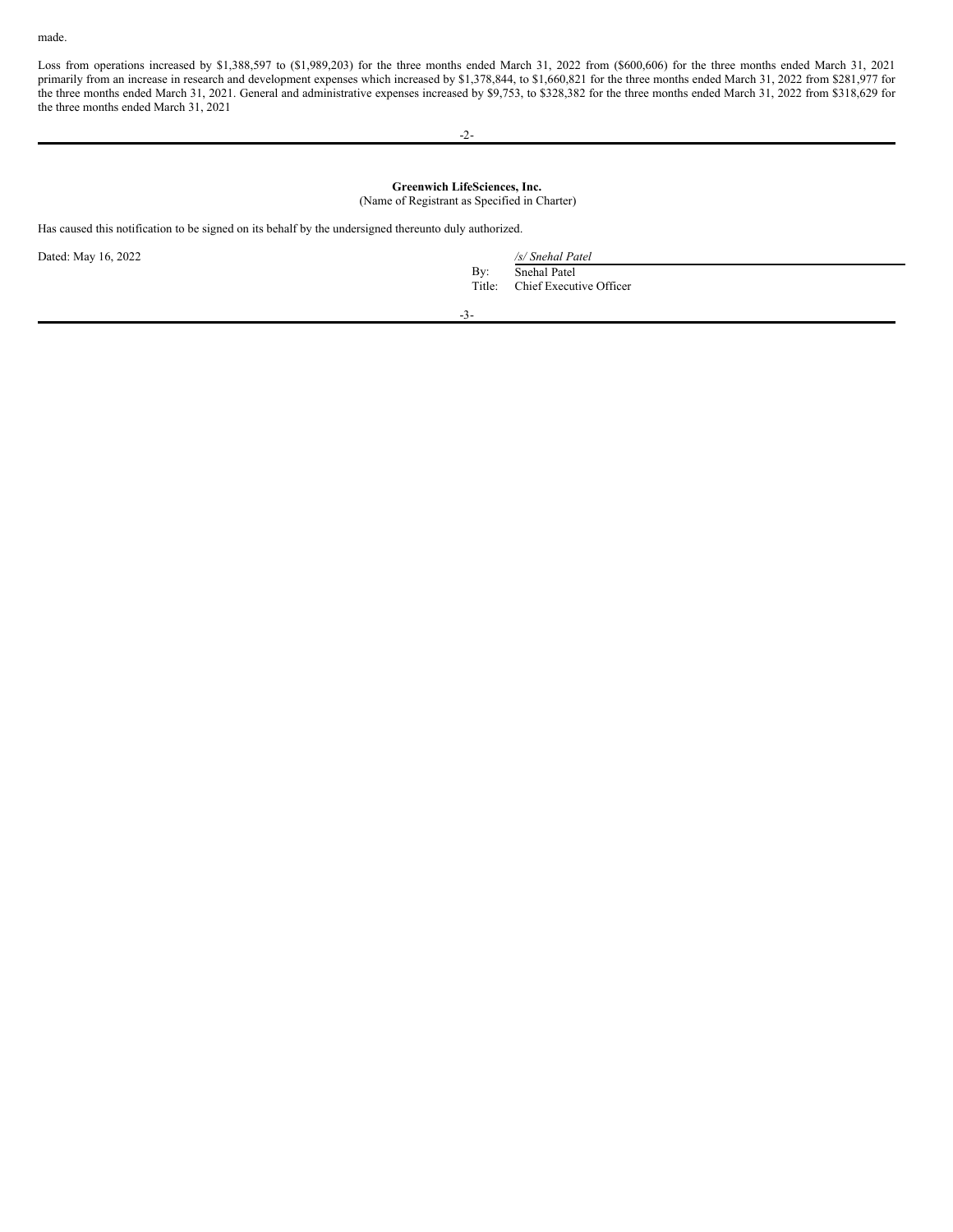made.

Loss from operations increased by $1,388,597 to ($1,989,203) for the three months ended March 31, 2022 from ($600,606) for the three months ended March 31, 2021 primarily from an increase in research and development expenses which increased by $1,378,844, to $1,660,821 for the three months ended March 31, 2022 from $281,977 for the three months ended March 31, 2021. General and administrative expenses increased by $9,753, to $328,382 for the three months ended March 31, 2022 from $318,629 for the three months ended March 31, 2021

**Greenwich LifeSciences, Inc.**
(Name of Registrant as Specified in Charter)

Has caused this notification to be signed on its behalf by the undersigned thereunto duly authorized.

Dated: May 16, 2022

*/s/ Snehal Patel*
By: Snehal Patel
Title: Chief Executive Officer